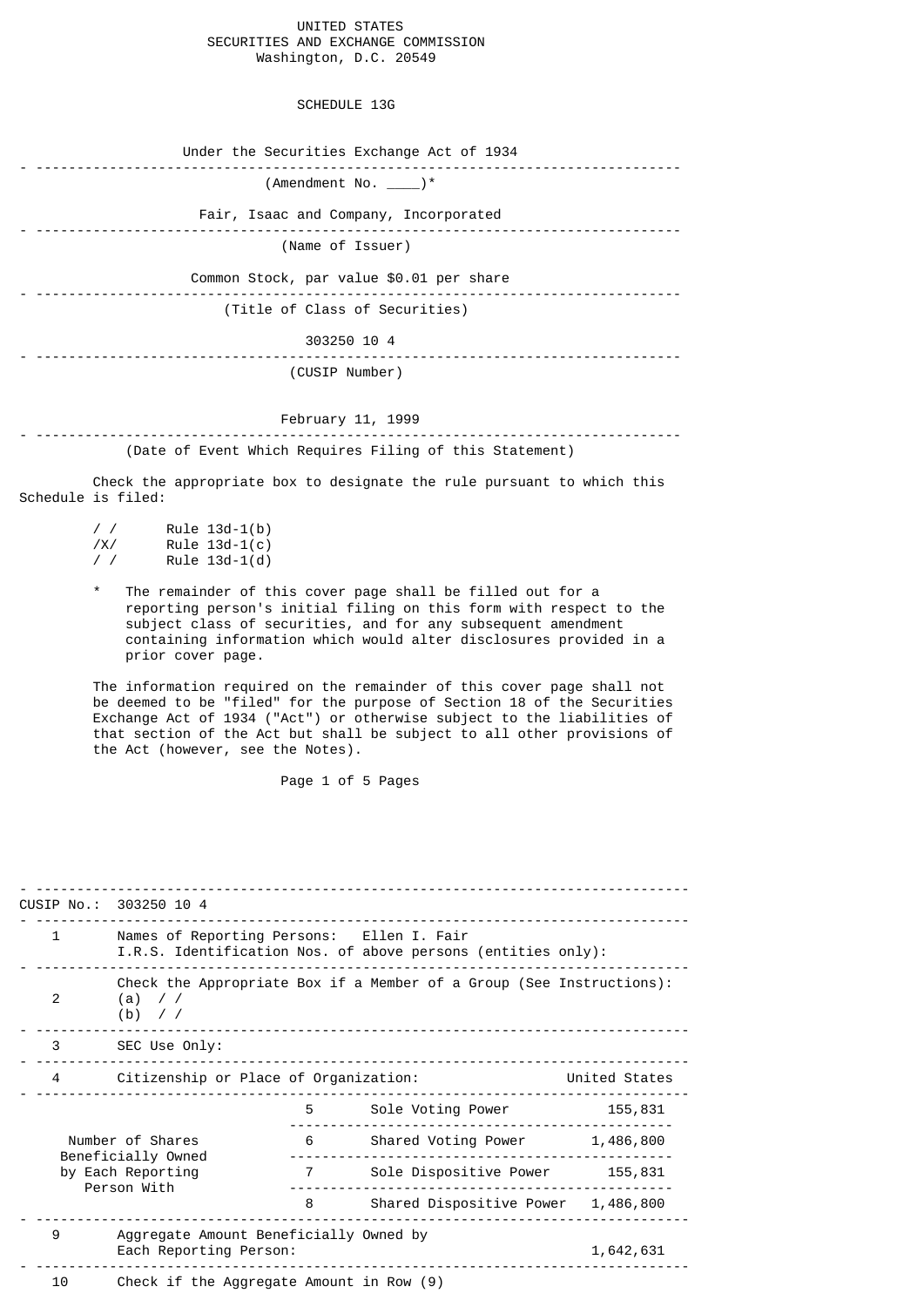UNITED STATES
SECURITIES AND EXCHANGE COMMISSION
Washington, D.C. 20549

# SCHEDULE 13G

Under the Securities Exchange Act of 1934

(Amendment No. ____)*

Fair, Isaac and Company, Incorporated

(Name of Issuer)

Common Stock, par value $0.01 per share

(Title of Class of Securities)

303250 10 4

(CUSIP Number)

February 11, 1999

(Date of Event Which Requires Filing of this Statement)

Check the appropriate box to designate the rule pursuant to which this Schedule is filed:

/ / Rule 13d-1(b)
/X/ Rule 13d-1(c)
/ / Rule 13d-1(d)

* The remainder of this cover page shall be filled out for a reporting person's initial filing on this form with respect to the subject class of securities, and for any subsequent amendment containing information which would alter disclosures provided in a prior cover page.

The information required on the remainder of this cover page shall not be deemed to be "filed" for the purpose of Section 18 of the Securities Exchange Act of 1934 ("Act") or otherwise subject to the liabilities of that section of the Act but shall be subject to all other provisions of the Act (however, see the Notes).

CUSIP No.: 303250 10 4

| | | |
|---|---|---|
| 1 | Names of Reporting Persons: Ellen I. Fair<br>I.R.S. Identification Nos. of above persons (entities only): | |
| 2 | Check the Appropriate Box if a Member of a Group (See Instructions):<br>(a) / /<br>(b) / / | |
| 3 | SEC Use Only: | |
| 4 | Citizenship or Place of Organization: | United States |
| Number of Shares Beneficially Owned by Each Reporting Person With | 5 Sole Voting Power | 155,831 |
| | 6 Shared Voting Power | 1,486,800 |
| | 7 Sole Dispositive Power | 155,831 |
| | 8 Shared Dispositive Power | 1,486,800 |
| 9 | Aggregate Amount Beneficially Owned by Each Reporting Person: | 1,642,631 |
| 10 | Check if the Aggregate Amount in Row (9) | |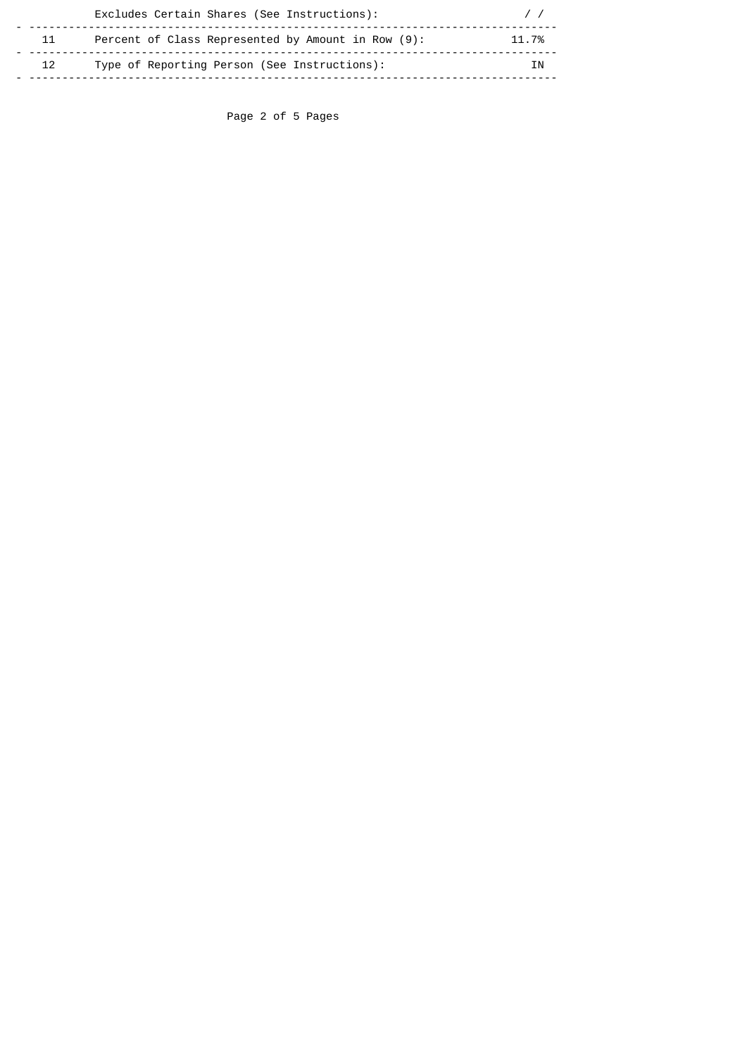| | | |
|---|---|---|
| | Excludes Certain Shares (See Instructions): | / / |
| 11 | Percent of Class Represented by Amount in Row (9): | 11.7% |
| 12 | Type of Reporting Person (See Instructions): | IN |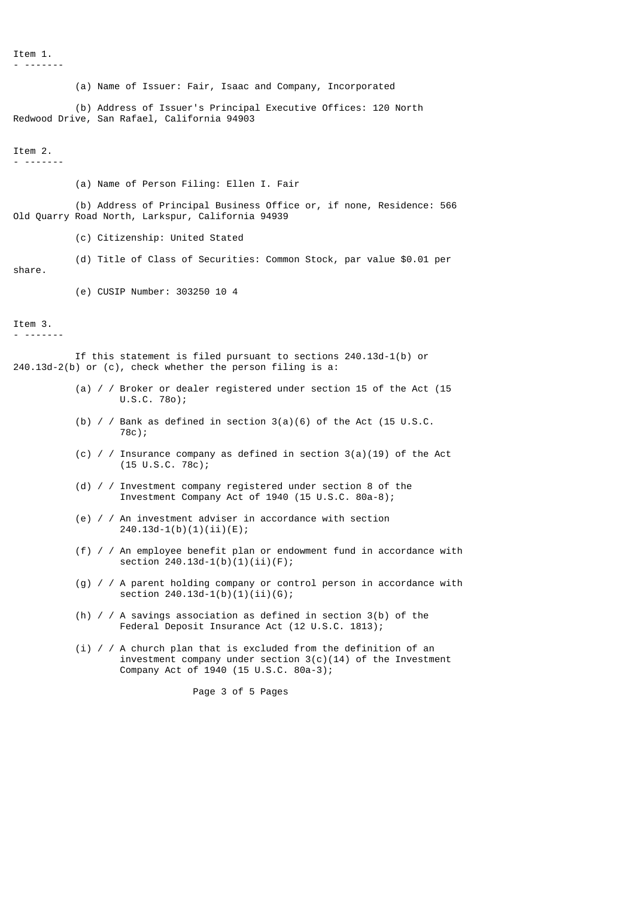Item 1.

(a) Name of Issuer: Fair, Isaac and Company, Incorporated

(b) Address of Issuer's Principal Executive Offices: 120 North Redwood Drive, San Rafael, California 94903

Item 2.

(a) Name of Person Filing: Ellen I. Fair

(b) Address of Principal Business Office or, if none, Residence: 566 Old Quarry Road North, Larkspur, California 94939

(c) Citizenship: United Stated

(d) Title of Class of Securities: Common Stock, par value $0.01 per share.

(e) CUSIP Number: 303250 10 4

Item 3.

If this statement is filed pursuant to sections 240.13d-1(b) or 240.13d-2(b) or (c), check whether the person filing is a:

(a) / / Broker or dealer registered under section 15 of the Act (15 U.S.C. 78o);

(b) / / Bank as defined in section 3(a)(6) of the Act (15 U.S.C. 78c);

(c) / / Insurance company as defined in section 3(a)(19) of the Act (15 U.S.C. 78c);

(d) / / Investment company registered under section 8 of the Investment Company Act of 1940 (15 U.S.C. 80a-8);

(e) / / An investment adviser in accordance with section 240.13d-1(b)(1)(ii)(E);

(f) / / An employee benefit plan or endowment fund in accordance with section 240.13d-1(b)(1)(ii)(F);

(g) / / A parent holding company or control person in accordance with section 240.13d-1(b)(1)(ii)(G);

(h) / / A savings association as defined in section 3(b) of the Federal Deposit Insurance Act (12 U.S.C. 1813);

(i) / / A church plan that is excluded from the definition of an investment company under section 3(c)(14) of the Investment Company Act of 1940 (15 U.S.C. 80a-3);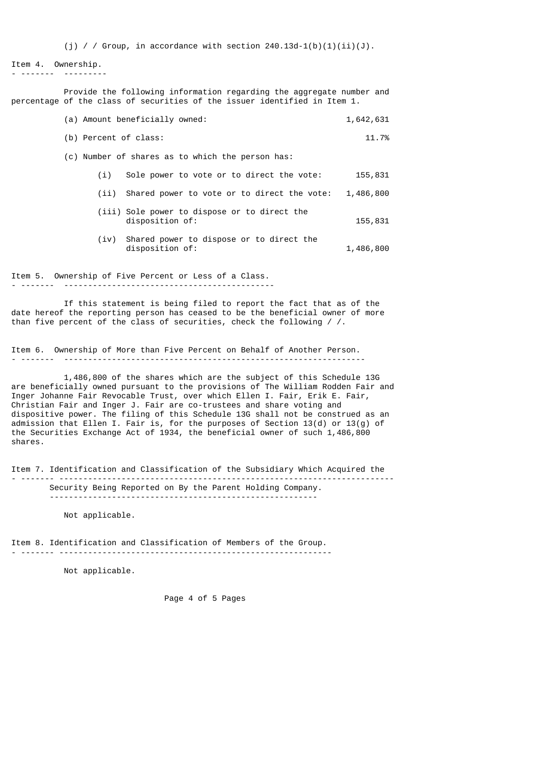(j) / / Group, in accordance with section 240.13d-1(b)(1)(ii)(J).

## Item 4. Ownership.

Provide the following information regarding the aggregate number and percentage of the class of securities of the issuer identified in Item 1.

(a) Amount beneficially owned: 1,642,631

(b) Percent of class: 11.7%

(c) Number of shares as to which the person has:

- (i) Sole power to vote or to direct the vote: 155,831
- (ii) Shared power to vote or to direct the vote: 1,486,800
- (iii) Sole power to dispose or to direct the disposition of: 155,831
- (iv) Shared power to dispose or to direct the disposition of: 1,486,800

## Item 5. Ownership of Five Percent or Less of a Class.

If this statement is being filed to report the fact that as of the date hereof the reporting person has ceased to be the beneficial owner of more than five percent of the class of securities, check the following / /.

## Item 6. Ownership of More than Five Percent on Behalf of Another Person.

1,486,800 of the shares which are the subject of this Schedule 13G are beneficially owned pursuant to the provisions of The William Rodden Fair and Inger Johanne Fair Revocable Trust, over which Ellen I. Fair, Erik E. Fair, Christian Fair and Inger J. Fair are co-trustees and share voting and dispositive power. The filing of this Schedule 13G shall not be construed as an admission that Ellen I. Fair is, for the purposes of Section 13(d) or 13(g) of the Securities Exchange Act of 1934, the beneficial owner of such 1,486,800 shares.

## Item 7. Identification and Classification of the Subsidiary Which Acquired the Security Being Reported on By the Parent Holding Company.

Not applicable.

## Item 8. Identification and Classification of Members of the Group.

Not applicable.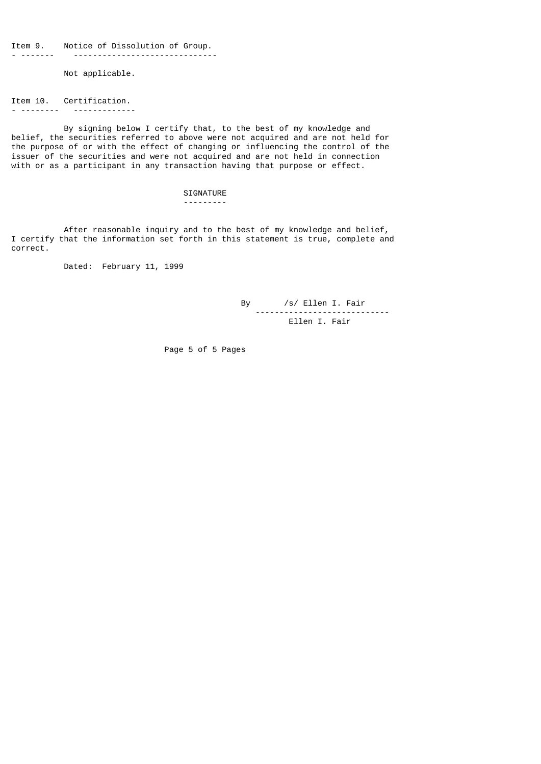## Item 9. Notice of Dissolution of Group.

Not applicable.

## Item 10. Certification.

By signing below I certify that, to the best of my knowledge and belief, the securities referred to above were not acquired and are not held for the purpose of or with the effect of changing or influencing the control of the issuer of the securities and were not acquired and are not held in connection with or as a participant in any transaction having that purpose or effect.

## SIGNATURE

After reasonable inquiry and to the best of my knowledge and belief, I certify that the information set forth in this statement is true, complete and correct.

Dated: February 11, 1999

By /s/ Ellen I. Fair

Ellen I. Fair